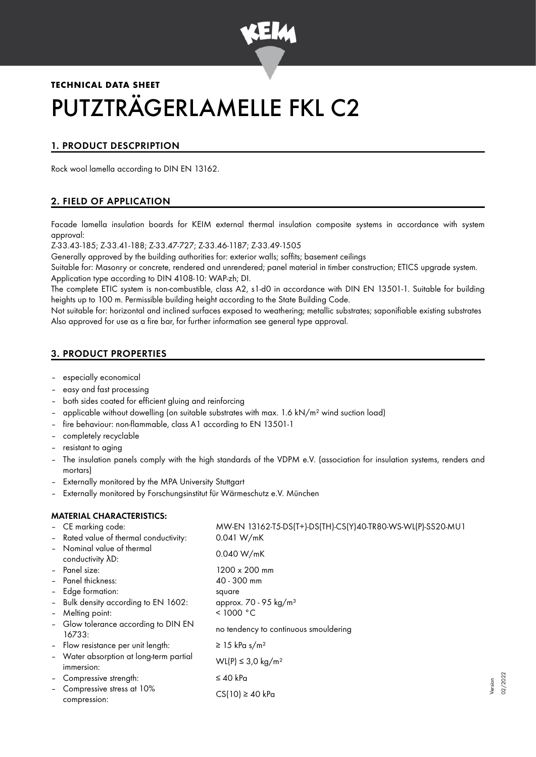**TECHNICAL DATA SHEET**

# PUTZTRÄGERLAMELLE FKL C2

## 1. PRODUCT DESCPRIPTION

Rock wool lamella according to DIN EN 13162.

## 2. FIELD OF APPLICATION

Facade lamella insulation boards for KEIM external thermal insulation composite systems in accordance with system approval:

Z-33.43-185; Z-33.41-188; Z-33.47-727; Z-33.46-1187; Z-33.49-1505

Generally approved by the building authorities for: exterior walls; soffits; basement ceilings

Suitable for: Masonry or concrete, rendered and unrendered; panel material in timber construction; ETICS upgrade system.

Application type according to DIN 4108-10: WAP-zh; DI.

The complete ETIC system is non-combustible, class A2, s1-d0 in accordance with DIN EN 13501-1. Suitable for building heights up to 100 m. Permissible building height according to the State Building Code.

Not suitable for: horizontal and inclined surfaces exposed to weathering; metallic substrates; saponifiable existing substrates

Also approved for use as a fire bar, for further information see general type approval.

## 3. PRODUCT PROPERTIES

- especially economical
- easy and fast processing
- both sides coated for efficient gluing and reinforcing
- applicable without dowelling (on suitable substrates with max. 1.6 kN/m² wind suction load)
- fire behaviour: non-flammable, class A1 according to EN 13501-1
- completely recyclable
- resistant to aging
- The insulation panels comply with the high standards of the VDPM e.V. (association for insulation systems, renders and mortars)
- Externally monitored by the MPA University Stuttgart
- Externally monitored by Forschungsinstitut für Wärmeschutz e.V. München

**MATERIAL CHARACTERISTICS:**

| | |
|---|---|
| – CE marking code: | MW-EN 13162-T5-DS(T+)-DS(TH)-CS(Y)40-TR80-WS-WL(P)-SS20-MU1 |
| – Rated value of thermal conductivity: | 0.041 W/mK |
| – Nominal value of thermal conductivity λD: | 0.040 W/mK |
| – Panel size: | 1200 x 200 mm |
| – Panel thickness: | 40 - 300 mm |
| – Edge formation: | square |
| – Bulk density according to EN 1602: | approx. 70 - 95 kg/m³ |
| – Melting point: | < 1000 °C |
| – Glow tolerance according to DIN EN 16733: | no tendency to continuous smouldering |
| – Flow resistance per unit length: | ≥ 15 kPa s/m² |
| – Water absorption at long-term partial immersion: | WL(P) ≤ 3,0 kg/m² |
| – Compressive strength: | ≤ 40 kPa |
| – Compressive stress at 10% compression: | CS(10) ≥ 40 kPa |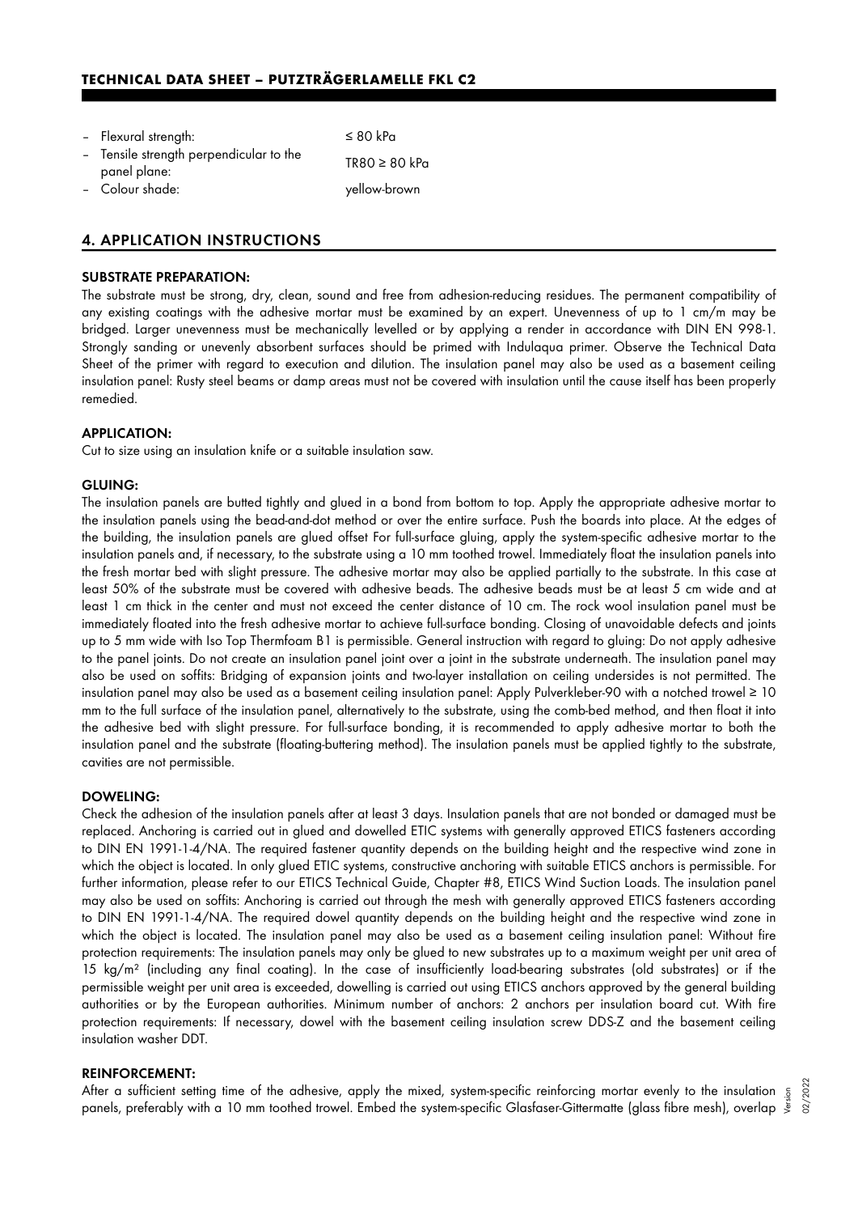- Flexural strength: ≤ 80 kPa
- Tensile strength perpendicular to the panel plane: TR80 ≥ 80 kPa
- Colour shade: yellow-brown

## 4. APPLICATION INSTRUCTIONS

### SUBSTRATE PREPARATION:

The substrate must be strong, dry, clean, sound and free from adhesion-reducing residues. The permanent compatibility of any existing coatings with the adhesive mortar must be examined by an expert. Unevenness of up to 1 cm/m may be bridged. Larger unevenness must be mechanically levelled or by applying a render in accordance with DIN EN 998-1. Strongly sanding or unevenly absorbent surfaces should be primed with Indulaqua primer. Observe the Technical Data Sheet of the primer with regard to execution and dilution. The insulation panel may also be used as a basement ceiling insulation panel: Rusty steel beams or damp areas must not be covered with insulation until the cause itself has been properly remedied.

### APPLICATION:

Cut to size using an insulation knife or a suitable insulation saw.

### GLUING:

The insulation panels are butted tightly and glued in a bond from bottom to top. Apply the appropriate adhesive mortar to the insulation panels using the bead-and-dot method or over the entire surface. Push the boards into place. At the edges of the building, the insulation panels are glued offset For full-surface gluing, apply the system-specific adhesive mortar to the insulation panels and, if necessary, to the substrate using a 10 mm toothed trowel. Immediately float the insulation panels into the fresh mortar bed with slight pressure. The adhesive mortar may also be applied partially to the substrate. In this case at least 50% of the substrate must be covered with adhesive beads. The adhesive beads must be at least 5 cm wide and at least 1 cm thick in the center and must not exceed the center distance of 10 cm. The rock wool insulation panel must be immediately floated into the fresh adhesive mortar to achieve full-surface bonding. Closing of unavoidable defects and joints up to 5 mm wide with Iso Top Thermfoam B1 is permissible. General instruction with regard to gluing: Do not apply adhesive to the panel joints. Do not create an insulation panel joint over a joint in the substrate underneath. The insulation panel may also be used on soffits: Bridging of expansion joints and two-layer installation on ceiling undersides is not permitted. The insulation panel may also be used as a basement ceiling insulation panel: Apply Pulverkleber-90 with a notched trowel ≥ 10 mm to the full surface of the insulation panel, alternatively to the substrate, using the comb-bed method, and then float it into the adhesive bed with slight pressure. For full-surface bonding, it is recommended to apply adhesive mortar to both the insulation panel and the substrate (floating-buttering method). The insulation panels must be applied tightly to the substrate, cavities are not permissible.

### DOWELING:

Check the adhesion of the insulation panels after at least 3 days. Insulation panels that are not bonded or damaged must be replaced. Anchoring is carried out in glued and dowelled ETIC systems with generally approved ETICS fasteners according to DIN EN 1991-1-4/NA. The required fastener quantity depends on the building height and the respective wind zone in which the object is located. In only glued ETIC systems, constructive anchoring with suitable ETICS anchors is permissible. For further information, please refer to our ETICS Technical Guide, Chapter #8, ETICS Wind Suction Loads. The insulation panel may also be used on soffits: Anchoring is carried out through the mesh with generally approved ETICS fasteners according to DIN EN 1991-1-4/NA. The required dowel quantity depends on the building height and the respective wind zone in which the object is located. The insulation panel may also be used as a basement ceiling insulation panel: Without fire protection requirements: The insulation panels may only be glued to new substrates up to a maximum weight per unit area of 15 kg/m² (including any final coating). In the case of insufficiently load-bearing substrates (old substrates) or if the permissible weight per unit area is exceeded, dowelling is carried out using ETICS anchors approved by the general building authorities or by the European authorities. Minimum number of anchors: 2 anchors per insulation board cut. With fire protection requirements: If necessary, dowel with the basement ceiling insulation screw DDS-Z and the basement ceiling insulation washer DDT.

### REINFORCEMENT:

After a sufficient setting time of the adhesive, apply the mixed, system-specific reinforcing mortar evenly to the insulation panels, preferably with a 10 mm toothed trowel. Embed the system-specific Glasfaser-Gittermatte (glass fibre mesh), overlap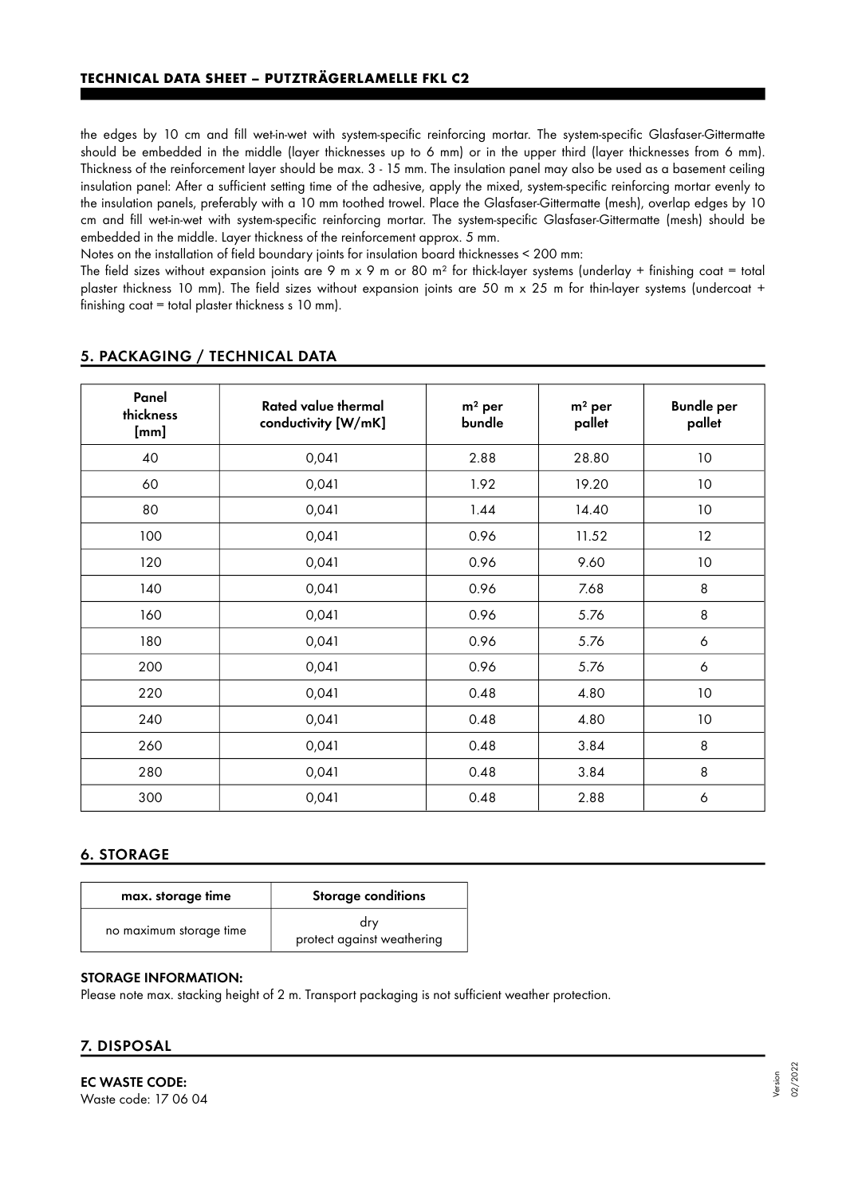the edges by 10 cm and fill wet-in-wet with system-specific reinforcing mortar. The system-specific Glasfaser-Gittermatte should be embedded in the middle (layer thicknesses up to 6 mm) or in the upper third (layer thicknesses from 6 mm). Thickness of the reinforcement layer should be max. 3 - 15 mm. The insulation panel may also be used as a basement ceiling insulation panel: After a sufficient setting time of the adhesive, apply the mixed, system-specific reinforcing mortar evenly to the insulation panels, preferably with a 10 mm toothed trowel. Place the Glasfaser-Gittermatte (mesh), overlap edges by 10 cm and fill wet-in-wet with system-specific reinforcing mortar. The system-specific Glasfaser-Gittermatte (mesh) should be embedded in the middle. Layer thickness of the reinforcement approx. 5 mm.

Notes on the installation of field boundary joints for insulation board thicknesses < 200 mm:

The field sizes without expansion joints are 9 m x 9 m or 80 m² for thick-layer systems (underlay + finishing coat = total plaster thickness 10 mm). The field sizes without expansion joints are 50 m x 25 m for thin-layer systems (undercoat + finishing coat = total plaster thickness ≤ 10 mm).

## 5. PACKAGING / TECHNICAL DATA

| Panel thickness [mm] | Rated value thermal conductivity [W/mK] | m² per bundle | m² per pallet | Bundle per pallet |
|---|---|---|---|---|
| 40 | 0,041 | 2.88 | 28.80 | 10 |
| 60 | 0,041 | 1.92 | 19.20 | 10 |
| 80 | 0,041 | 1.44 | 14.40 | 10 |
| 100 | 0,041 | 0.96 | 11.52 | 12 |
| 120 | 0,041 | 0.96 | 9.60 | 10 |
| 140 | 0,041 | 0.96 | 7.68 | 8 |
| 160 | 0,041 | 0.96 | 5.76 | 8 |
| 180 | 0,041 | 0.96 | 5.76 | 6 |
| 200 | 0,041 | 0.96 | 5.76 | 6 |
| 220 | 0,041 | 0.48 | 4.80 | 10 |
| 240 | 0,041 | 0.48 | 4.80 | 10 |
| 260 | 0,041 | 0.48 | 3.84 | 8 |
| 280 | 0,041 | 0.48 | 3.84 | 8 |
| 300 | 0,041 | 0.48 | 2.88 | 6 |

## 6. STORAGE

| max. storage time | Storage conditions |
|---|---|
| no maximum storage time | dry<br>protect against weathering |

**STORAGE INFORMATION:**

Please note max. stacking height of 2 m. Transport packaging is not sufficient weather protection.

## 7. DISPOSAL

**EC WASTE CODE:**

Waste code: 17 06 04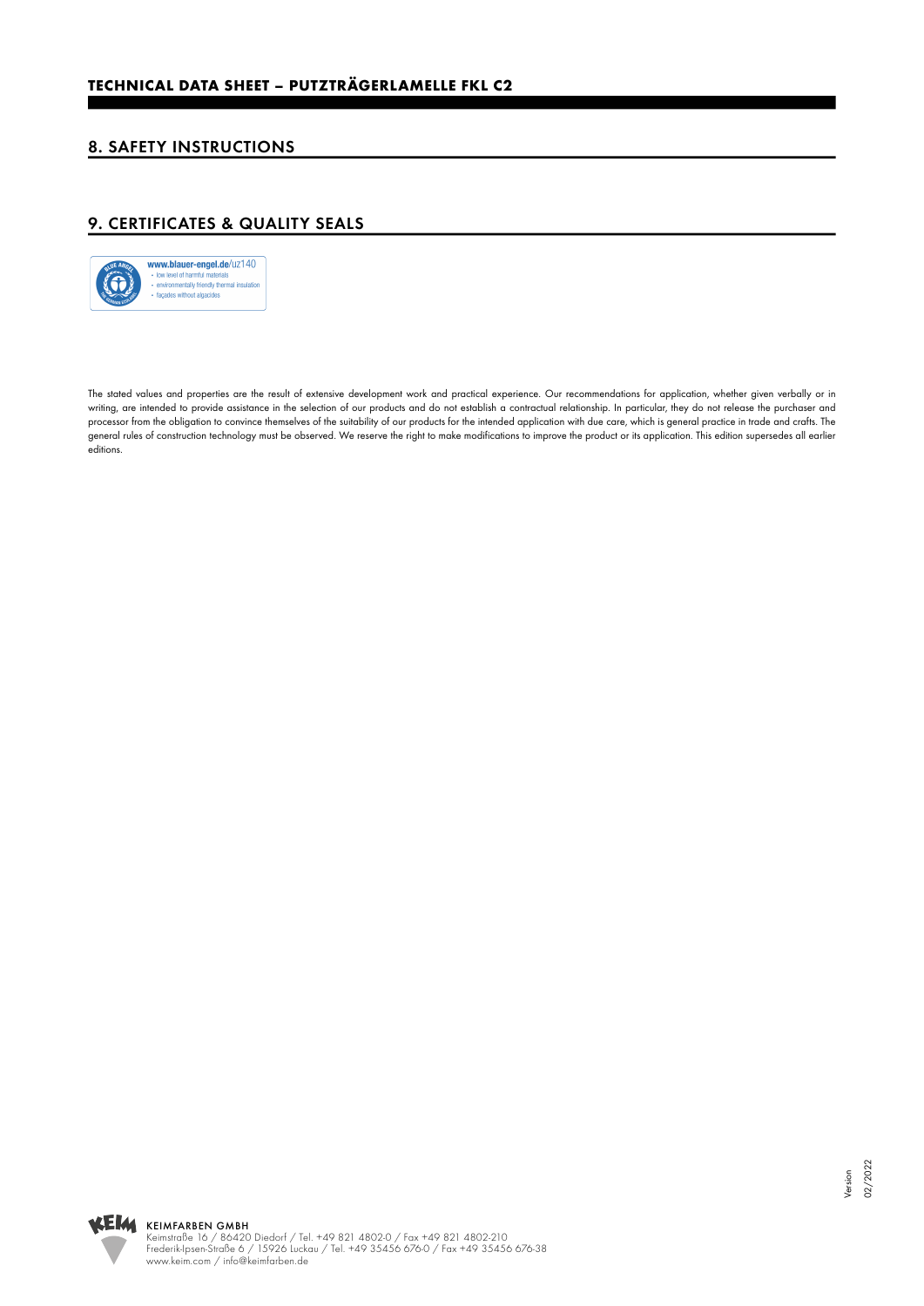## 8. SAFETY INSTRUCTIONS

## 9. CERTIFICATES & QUALITY SEALS

www.blauer-engel.de/uz140
- low level of harmful materials
- environmentally friendly thermal insulation
- façades without algacides

The stated values and properties are the result of extensive development work and practical experience. Our recommendations for application, whether given verbally or in writing, are intended to provide assistance in the selection of our products and do not establish a contractual relationship. In particular, they do not release the purchaser and processor from the obligation to convince themselves of the suitability of our products for the intended application with due care, which is general practice in trade and crafts. The general rules of construction technology must be observed. We reserve the right to make modifications to improve the product or its application. This edition supersedes all earlier editions.

KEIMFARBEN GMBH
Keimstraße 16 / 86420 Diedorf / Tel. +49 821 4802-0 / Fax +49 821 4802-210
Frederik-Ipsen-Straße 6 / 15926 Luckau / Tel. +49 35456 676-0 / Fax +49 35456 676-38
www.keim.com / info@keimfarben.de

Version 02/2022